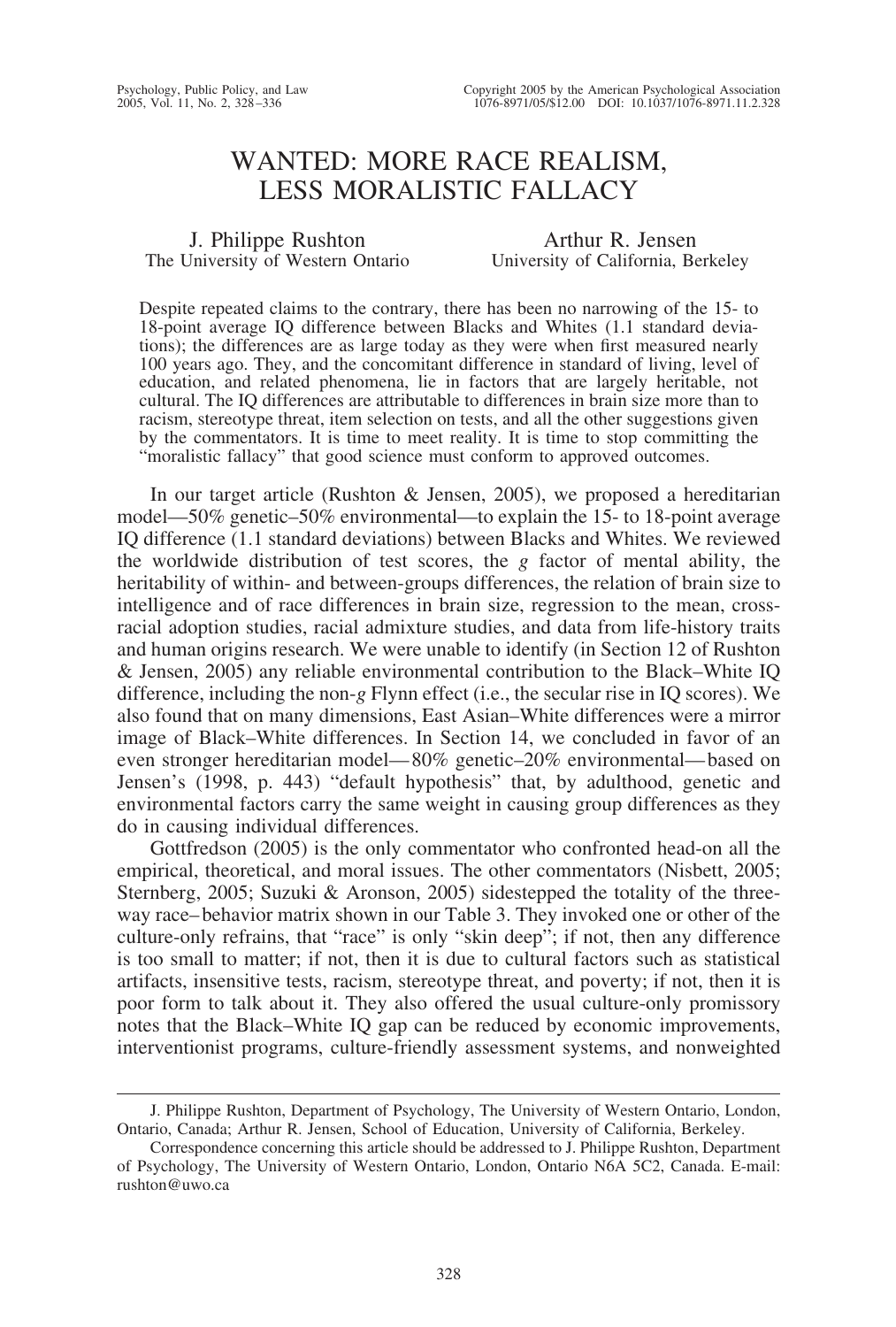# WANTED: MORE RACE REALISM, LESS MORALISTIC FALLACY

J. Philippe Rushton
The University of Western Ontario

Arthur R. Jensen
University of California, Berkeley

Despite repeated claims to the contrary, there has been no narrowing of the 15- to 18-point average IQ difference between Blacks and Whites (1.1 standard deviations); the differences are as large today as they were when first measured nearly 100 years ago. They, and the concomitant difference in standard of living, level of education, and related phenomena, lie in factors that are largely heritable, not cultural. The IQ differences are attributable to differences in brain size more than to racism, stereotype threat, item selection on tests, and all the other suggestions given by the commentators. It is time to meet reality. It is time to stop committing the "moralistic fallacy" that good science must conform to approved outcomes.

In our target article (Rushton & Jensen, 2005), we proposed a hereditarian model—50% genetic–50% environmental—to explain the 15- to 18-point average IQ difference (1.1 standard deviations) between Blacks and Whites. We reviewed the worldwide distribution of test scores, the *g* factor of mental ability, the heritability of within- and between-groups differences, the relation of brain size to intelligence and of race differences in brain size, regression to the mean, cross-racial adoption studies, racial admixture studies, and data from life-history traits and human origins research. We were unable to identify (in Section 12 of Rushton & Jensen, 2005) any reliable environmental contribution to the Black–White IQ difference, including the non-*g* Flynn effect (i.e., the secular rise in IQ scores). We also found that on many dimensions, East Asian–White differences were a mirror image of Black–White differences. In Section 14, we concluded in favor of an even stronger hereditarian model—80% genetic–20% environmental—based on Jensen's (1998, p. 443) "default hypothesis" that, by adulthood, genetic and environmental factors carry the same weight in causing group differences as they do in causing individual differences.

Gottfredson (2005) is the only commentator who confronted head-on all the empirical, theoretical, and moral issues. The other commentators (Nisbett, 2005; Sternberg, 2005; Suzuki & Aronson, 2005) sidestepped the totality of the three-way race–behavior matrix shown in our Table 3. They invoked one or other of the culture-only refrains, that "race" is only "skin deep"; if not, then any difference is too small to matter; if not, then it is due to cultural factors such as statistical artifacts, insensitive tests, racism, stereotype threat, and poverty; if not, then it is poor form to talk about it. They also offered the usual culture-only promissory notes that the Black–White IQ gap can be reduced by economic improvements, interventionist programs, culture-friendly assessment systems, and nonweighted

---

J. Philippe Rushton, Department of Psychology, The University of Western Ontario, London, Ontario, Canada; Arthur R. Jensen, School of Education, University of California, Berkeley.

Correspondence concerning this article should be addressed to J. Philippe Rushton, Department of Psychology, The University of Western Ontario, London, Ontario N6A 5C2, Canada. E-mail: rushton@uwo.ca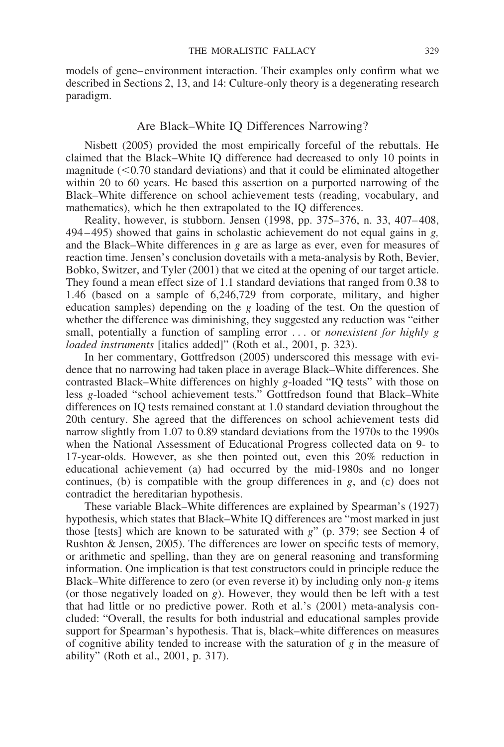models of gene–environment interaction. Their examples only confirm what we described in Sections 2, 13, and 14: Culture-only theory is a degenerating research paradigm.

## Are Black–White IQ Differences Narrowing?

Nisbett (2005) provided the most empirically forceful of the rebuttals. He claimed that the Black–White IQ difference had decreased to only 10 points in magnitude (<0.70 standard deviations) and that it could be eliminated altogether within 20 to 60 years. He based this assertion on a purported narrowing of the Black–White difference on school achievement tests (reading, vocabulary, and mathematics), which he then extrapolated to the IQ differences.

Reality, however, is stubborn. Jensen (1998, pp. 375–376, n. 33, 407–408, 494–495) showed that gains in scholastic achievement do not equal gains in *g,* and the Black–White differences in *g* are as large as ever, even for measures of reaction time. Jensen's conclusion dovetails with a meta-analysis by Roth, Bevier, Bobko, Switzer, and Tyler (2001) that we cited at the opening of our target article. They found a mean effect size of 1.1 standard deviations that ranged from 0.38 to 1.46 (based on a sample of 6,246,729 from corporate, military, and higher education samples) depending on the *g* loading of the test. On the question of whether the difference was diminishing, they suggested any reduction was "either small, potentially a function of sampling error . . . or *nonexistent for highly g loaded instruments* [italics added]" (Roth et al., 2001, p. 323).

In her commentary, Gottfredson (2005) underscored this message with evidence that no narrowing had taken place in average Black–White differences. She contrasted Black–White differences on highly *g*-loaded "IQ tests" with those on less *g*-loaded "school achievement tests." Gottfredson found that Black–White differences on IQ tests remained constant at 1.0 standard deviation throughout the 20th century. She agreed that the differences on school achievement tests did narrow slightly from 1.07 to 0.89 standard deviations from the 1970s to the 1990s when the National Assessment of Educational Progress collected data on 9- to 17-year-olds. However, as she then pointed out, even this 20% reduction in educational achievement (a) had occurred by the mid-1980s and no longer continues, (b) is compatible with the group differences in *g*, and (c) does not contradict the hereditarian hypothesis.

These variable Black–White differences are explained by Spearman's (1927) hypothesis, which states that Black–White IQ differences are "most marked in just those [tests] which are known to be saturated with *g*" (p. 379; see Section 4 of Rushton & Jensen, 2005). The differences are lower on specific tests of memory, or arithmetic and spelling, than they are on general reasoning and transforming information. One implication is that test constructors could in principle reduce the Black–White difference to zero (or even reverse it) by including only non-*g* items (or those negatively loaded on *g*). However, they would then be left with a test that had little or no predictive power. Roth et al.'s (2001) meta-analysis concluded: "Overall, the results for both industrial and educational samples provide support for Spearman's hypothesis. That is, black–white differences on measures of cognitive ability tended to increase with the saturation of *g* in the measure of ability" (Roth et al., 2001, p. 317).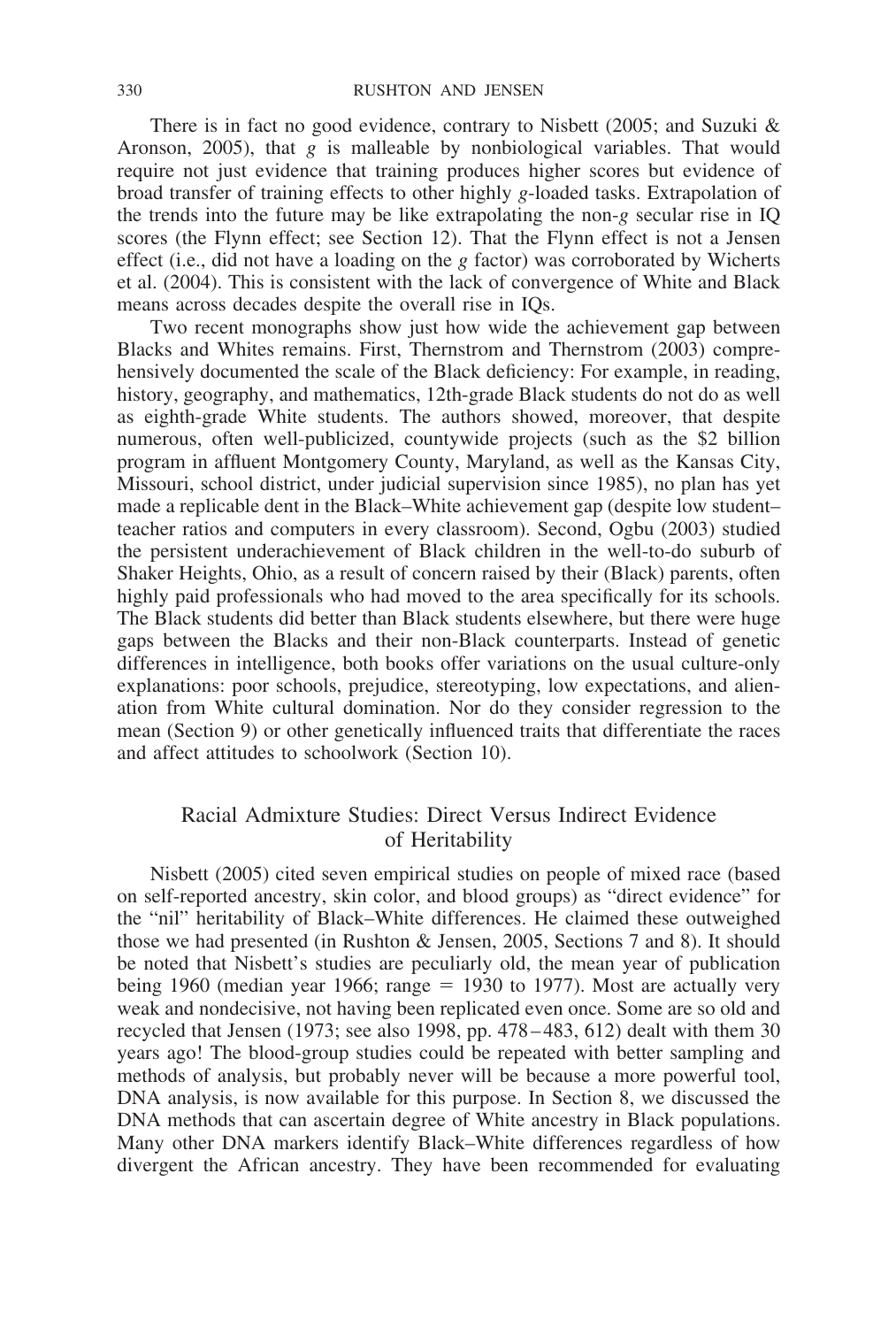There is in fact no good evidence, contrary to Nisbett (2005; and Suzuki & Aronson, 2005), that *g* is malleable by nonbiological variables. That would require not just evidence that training produces higher scores but evidence of broad transfer of training effects to other highly *g*-loaded tasks. Extrapolation of the trends into the future may be like extrapolating the non-*g* secular rise in IQ scores (the Flynn effect; see Section 12). That the Flynn effect is not a Jensen effect (i.e., did not have a loading on the *g* factor) was corroborated by Wicherts et al. (2004). This is consistent with the lack of convergence of White and Black means across decades despite the overall rise in IQs.

Two recent monographs show just how wide the achievement gap between Blacks and Whites remains. First, Thernstrom and Thernstrom (2003) comprehensively documented the scale of the Black deficiency: For example, in reading, history, geography, and mathematics, 12th-grade Black students do not do as well as eighth-grade White students. The authors showed, moreover, that despite numerous, often well-publicized, countywide projects (such as the $2 billion program in affluent Montgomery County, Maryland, as well as the Kansas City, Missouri, school district, under judicial supervision since 1985), no plan has yet made a replicable dent in the Black–White achievement gap (despite low student–teacher ratios and computers in every classroom). Second, Ogbu (2003) studied the persistent underachievement of Black children in the well-to-do suburb of Shaker Heights, Ohio, as a result of concern raised by their (Black) parents, often highly paid professionals who had moved to the area specifically for its schools. The Black students did better than Black students elsewhere, but there were huge gaps between the Blacks and their non-Black counterparts. Instead of genetic differences in intelligence, both books offer variations on the usual culture-only explanations: poor schools, prejudice, stereotyping, low expectations, and alienation from White cultural domination. Nor do they consider regression to the mean (Section 9) or other genetically influenced traits that differentiate the races and affect attitudes to schoolwork (Section 10).

## Racial Admixture Studies: Direct Versus Indirect Evidence of Heritability

Nisbett (2005) cited seven empirical studies on people of mixed race (based on self-reported ancestry, skin color, and blood groups) as "direct evidence" for the "nil" heritability of Black–White differences. He claimed these outweighed those we had presented (in Rushton & Jensen, 2005, Sections 7 and 8). It should be noted that Nisbett's studies are peculiarly old, the mean year of publication being 1960 (median year 1966; range = 1930 to 1977). Most are actually very weak and nondecisive, not having been replicated even once. Some are so old and recycled that Jensen (1973; see also 1998, pp. 478–483, 612) dealt with them 30 years ago! The blood-group studies could be repeated with better sampling and methods of analysis, but probably never will be because a more powerful tool, DNA analysis, is now available for this purpose. In Section 8, we discussed the DNA methods that can ascertain degree of White ancestry in Black populations. Many other DNA markers identify Black–White differences regardless of how divergent the African ancestry. They have been recommended for evaluating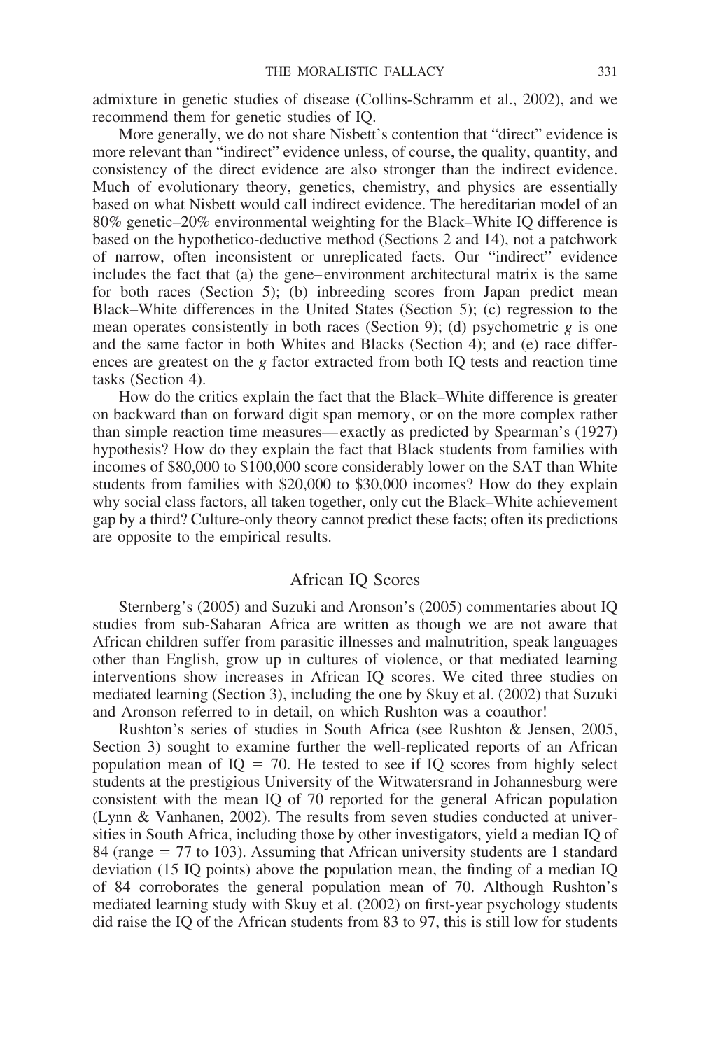admixture in genetic studies of disease (Collins-Schramm et al., 2002), and we recommend them for genetic studies of IQ.

More generally, we do not share Nisbett's contention that "direct" evidence is more relevant than "indirect" evidence unless, of course, the quality, quantity, and consistency of the direct evidence are also stronger than the indirect evidence. Much of evolutionary theory, genetics, chemistry, and physics are essentially based on what Nisbett would call indirect evidence. The hereditarian model of an 80% genetic–20% environmental weighting for the Black–White IQ difference is based on the hypothetico-deductive method (Sections 2 and 14), not a patchwork of narrow, often inconsistent or unreplicated facts. Our "indirect" evidence includes the fact that (a) the gene–environment architectural matrix is the same for both races (Section 5); (b) inbreeding scores from Japan predict mean Black–White differences in the United States (Section 5); (c) regression to the mean operates consistently in both races (Section 9); (d) psychometric *g* is one and the same factor in both Whites and Blacks (Section 4); and (e) race differences are greatest on the *g* factor extracted from both IQ tests and reaction time tasks (Section 4).

How do the critics explain the fact that the Black–White difference is greater on backward than on forward digit span memory, or on the more complex rather than simple reaction time measures—exactly as predicted by Spearman's (1927) hypothesis? How do they explain the fact that Black students from families with incomes of $80,000 to $100,000 score considerably lower on the SAT than White students from families with $20,000 to $30,000 incomes? How do they explain why social class factors, all taken together, only cut the Black–White achievement gap by a third? Culture-only theory cannot predict these facts; often its predictions are opposite to the empirical results.

## African IQ Scores

Sternberg's (2005) and Suzuki and Aronson's (2005) commentaries about IQ studies from sub-Saharan Africa are written as though we are not aware that African children suffer from parasitic illnesses and malnutrition, speak languages other than English, grow up in cultures of violence, or that mediated learning interventions show increases in African IQ scores. We cited three studies on mediated learning (Section 3), including the one by Skuy et al. (2002) that Suzuki and Aronson referred to in detail, on which Rushton was a coauthor!

Rushton's series of studies in South Africa (see Rushton & Jensen, 2005, Section 3) sought to examine further the well-replicated reports of an African population mean of IQ = 70. He tested to see if IQ scores from highly select students at the prestigious University of the Witwatersrand in Johannesburg were consistent with the mean IQ of 70 reported for the general African population (Lynn & Vanhanen, 2002). The results from seven studies conducted at universities in South Africa, including those by other investigators, yield a median IQ of 84 (range = 77 to 103). Assuming that African university students are 1 standard deviation (15 IQ points) above the population mean, the finding of a median IQ of 84 corroborates the general population mean of 70. Although Rushton's mediated learning study with Skuy et al. (2002) on first-year psychology students did raise the IQ of the African students from 83 to 97, this is still low for students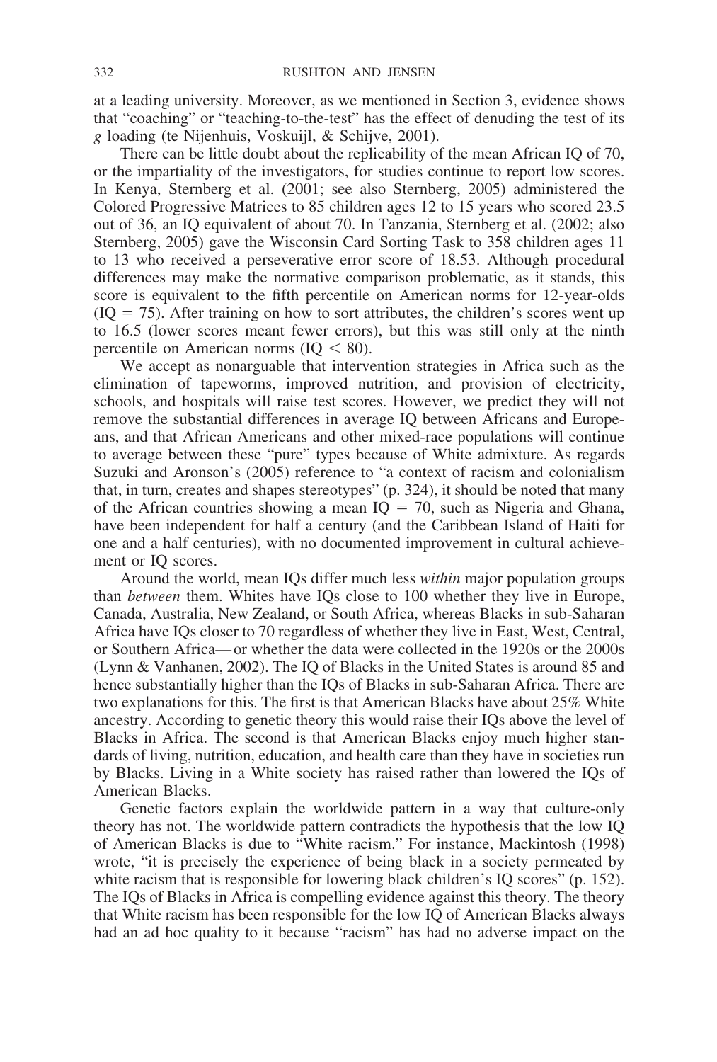at a leading university. Moreover, as we mentioned in Section 3, evidence shows that "coaching" or "teaching-to-the-test" has the effect of denuding the test of its *g* loading (te Nijenhuis, Voskuijl, & Schijve, 2001).

There can be little doubt about the replicability of the mean African IQ of 70, or the impartiality of the investigators, for studies continue to report low scores. In Kenya, Sternberg et al. (2001; see also Sternberg, 2005) administered the Colored Progressive Matrices to 85 children ages 12 to 15 years who scored 23.5 out of 36, an IQ equivalent of about 70. In Tanzania, Sternberg et al. (2002; also Sternberg, 2005) gave the Wisconsin Card Sorting Task to 358 children ages 11 to 13 who received a perseverative error score of 18.53. Although procedural differences may make the normative comparison problematic, as it stands, this score is equivalent to the fifth percentile on American norms for 12-year-olds (IQ = 75). After training on how to sort attributes, the children's scores went up to 16.5 (lower scores meant fewer errors), but this was still only at the ninth percentile on American norms (IQ < 80).

We accept as nonarguable that intervention strategies in Africa such as the elimination of tapeworms, improved nutrition, and provision of electricity, schools, and hospitals will raise test scores. However, we predict they will not remove the substantial differences in average IQ between Africans and Europeans, and that African Americans and other mixed-race populations will continue to average between these "pure" types because of White admixture. As regards Suzuki and Aronson's (2005) reference to "a context of racism and colonialism that, in turn, creates and shapes stereotypes" (p. 324), it should be noted that many of the African countries showing a mean IQ = 70, such as Nigeria and Ghana, have been independent for half a century (and the Caribbean Island of Haiti for one and a half centuries), with no documented improvement in cultural achievement or IQ scores.

Around the world, mean IQs differ much less *within* major population groups than *between* them. Whites have IQs close to 100 whether they live in Europe, Canada, Australia, New Zealand, or South Africa, whereas Blacks in sub-Saharan Africa have IQs closer to 70 regardless of whether they live in East, West, Central, or Southern Africa—or whether the data were collected in the 1920s or the 2000s (Lynn & Vanhanen, 2002). The IQ of Blacks in the United States is around 85 and hence substantially higher than the IQs of Blacks in sub-Saharan Africa. There are two explanations for this. The first is that American Blacks have about 25% White ancestry. According to genetic theory this would raise their IQs above the level of Blacks in Africa. The second is that American Blacks enjoy much higher standards of living, nutrition, education, and health care than they have in societies run by Blacks. Living in a White society has raised rather than lowered the IQs of American Blacks.

Genetic factors explain the worldwide pattern in a way that culture-only theory has not. The worldwide pattern contradicts the hypothesis that the low IQ of American Blacks is due to "White racism." For instance, Mackintosh (1998) wrote, "it is precisely the experience of being black in a society permeated by white racism that is responsible for lowering black children's IQ scores" (p. 152). The IQs of Blacks in Africa is compelling evidence against this theory. The theory that White racism has been responsible for the low IQ of American Blacks always had an ad hoc quality to it because "racism" has had no adverse impact on the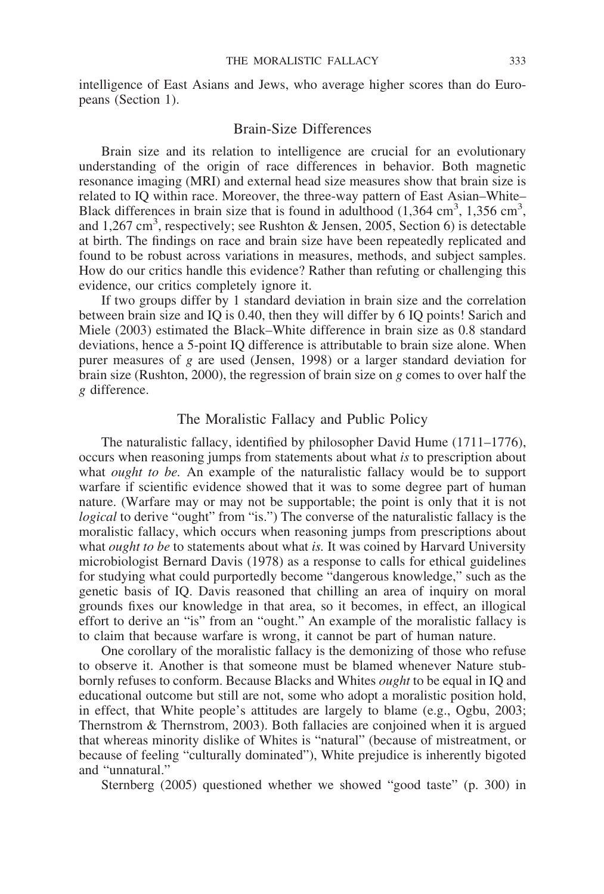intelligence of East Asians and Jews, who average higher scores than do Europeans (Section 1).

## Brain-Size Differences

Brain size and its relation to intelligence are crucial for an evolutionary understanding of the origin of race differences in behavior. Both magnetic resonance imaging (MRI) and external head size measures show that brain size is related to IQ within race. Moreover, the three-way pattern of East Asian–White–Black differences in brain size that is found in adulthood (1,364 $cm^3$, 1,356 $cm^3$, and 1,267 $cm^3$, respectively; see Rushton & Jensen, 2005, Section 6) is detectable at birth. The findings on race and brain size have been repeatedly replicated and found to be robust across variations in measures, methods, and subject samples. How do our critics handle this evidence? Rather than refuting or challenging this evidence, our critics completely ignore it.

If two groups differ by 1 standard deviation in brain size and the correlation between brain size and IQ is 0.40, then they will differ by 6 IQ points! Sarich and Miele (2003) estimated the Black–White difference in brain size as 0.8 standard deviations, hence a 5-point IQ difference is attributable to brain size alone. When purer measures of *g* are used (Jensen, 1998) or a larger standard deviation for brain size (Rushton, 2000), the regression of brain size on *g* comes to over half the *g* difference.

## The Moralistic Fallacy and Public Policy

The naturalistic fallacy, identified by philosopher David Hume (1711–1776), occurs when reasoning jumps from statements about what *is* to prescription about what *ought to be*. An example of the naturalistic fallacy would be to support warfare if scientific evidence showed that it was to some degree part of human nature. (Warfare may or may not be supportable; the point is only that it is not *logical* to derive "ought" from "is.") The converse of the naturalistic fallacy is the moralistic fallacy, which occurs when reasoning jumps from prescriptions about what *ought to be* to statements about what *is*. It was coined by Harvard University microbiologist Bernard Davis (1978) as a response to calls for ethical guidelines for studying what could purportedly become "dangerous knowledge," such as the genetic basis of IQ. Davis reasoned that chilling an area of inquiry on moral grounds fixes our knowledge in that area, so it becomes, in effect, an illogical effort to derive an "is" from an "ought." An example of the moralistic fallacy is to claim that because warfare is wrong, it cannot be part of human nature.

One corollary of the moralistic fallacy is the demonizing of those who refuse to observe it. Another is that someone must be blamed whenever Nature stubbornly refuses to conform. Because Blacks and Whites *ought* to be equal in IQ and educational outcome but still are not, some who adopt a moralistic position hold, in effect, that White people's attitudes are largely to blame (e.g., Ogbu, 2003; Thernstrom & Thernstrom, 2003). Both fallacies are conjoined when it is argued that whereas minority dislike of Whites is "natural" (because of mistreatment, or because of feeling "culturally dominated"), White prejudice is inherently bigoted and "unnatural."

Sternberg (2005) questioned whether we showed "good taste" (p. 300) in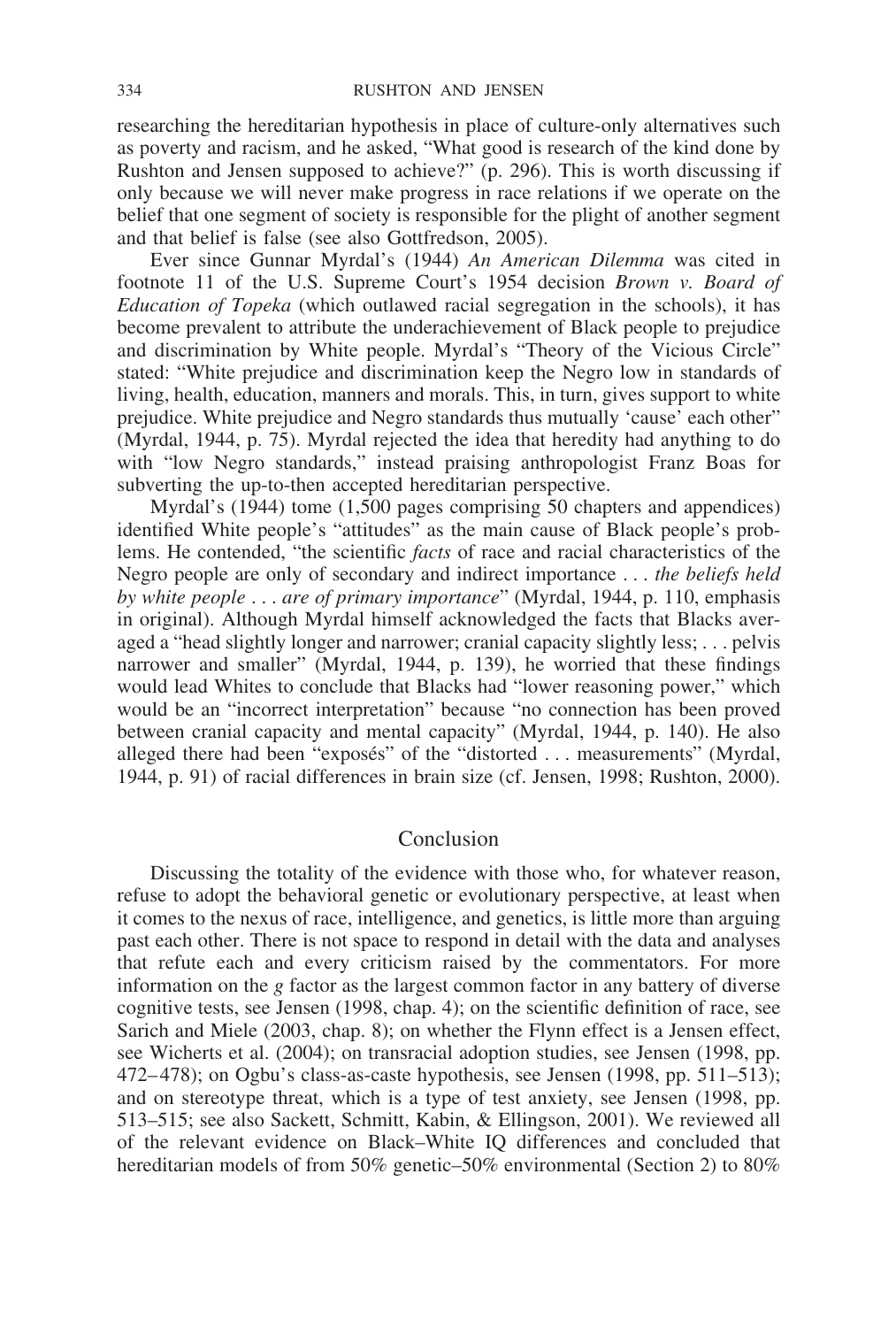researching the hereditarian hypothesis in place of culture-only alternatives such as poverty and racism, and he asked, "What good is research of the kind done by Rushton and Jensen supposed to achieve?" (p. 296). This is worth discussing if only because we will never make progress in race relations if we operate on the belief that one segment of society is responsible for the plight of another segment and that belief is false (see also Gottfredson, 2005).

Ever since Gunnar Myrdal's (1944) *An American Dilemma* was cited in footnote 11 of the U.S. Supreme Court's 1954 decision *Brown v. Board of Education of Topeka* (which outlawed racial segregation in the schools), it has become prevalent to attribute the underachievement of Black people to prejudice and discrimination by White people. Myrdal's "Theory of the Vicious Circle" stated: "White prejudice and discrimination keep the Negro low in standards of living, health, education, manners and morals. This, in turn, gives support to white prejudice. White prejudice and Negro standards thus mutually 'cause' each other" (Myrdal, 1944, p. 75). Myrdal rejected the idea that heredity had anything to do with "low Negro standards," instead praising anthropologist Franz Boas for subverting the up-to-then accepted hereditarian perspective.

Myrdal's (1944) tome (1,500 pages comprising 50 chapters and appendices) identified White people's "attitudes" as the main cause of Black people's problems. He contended, "the scientific *facts* of race and racial characteristics of the Negro people are only of secondary and indirect importance . . . *the beliefs held by white people . . . are of primary importance*" (Myrdal, 1944, p. 110, emphasis in original). Although Myrdal himself acknowledged the facts that Blacks averaged a "head slightly longer and narrower; cranial capacity slightly less; . . . pelvis narrower and smaller" (Myrdal, 1944, p. 139), he worried that these findings would lead Whites to conclude that Blacks had "lower reasoning power," which would be an "incorrect interpretation" because "no connection has been proved between cranial capacity and mental capacity" (Myrdal, 1944, p. 140). He also alleged there had been "exposés" of the "distorted . . . measurements" (Myrdal, 1944, p. 91) of racial differences in brain size (cf. Jensen, 1998; Rushton, 2000).

## Conclusion

Discussing the totality of the evidence with those who, for whatever reason, refuse to adopt the behavioral genetic or evolutionary perspective, at least when it comes to the nexus of race, intelligence, and genetics, is little more than arguing past each other. There is not space to respond in detail with the data and analyses that refute each and every criticism raised by the commentators. For more information on the *g* factor as the largest common factor in any battery of diverse cognitive tests, see Jensen (1998, chap. 4); on the scientific definition of race, see Sarich and Miele (2003, chap. 8); on whether the Flynn effect is a Jensen effect, see Wicherts et al. (2004); on transracial adoption studies, see Jensen (1998, pp. 472–478); on Ogbu's class-as-caste hypothesis, see Jensen (1998, pp. 511–513); and on stereotype threat, which is a type of test anxiety, see Jensen (1998, pp. 513–515; see also Sackett, Schmitt, Kabin, & Ellingson, 2001). We reviewed all of the relevant evidence on Black–White IQ differences and concluded that hereditarian models of from 50% genetic–50% environmental (Section 2) to 80%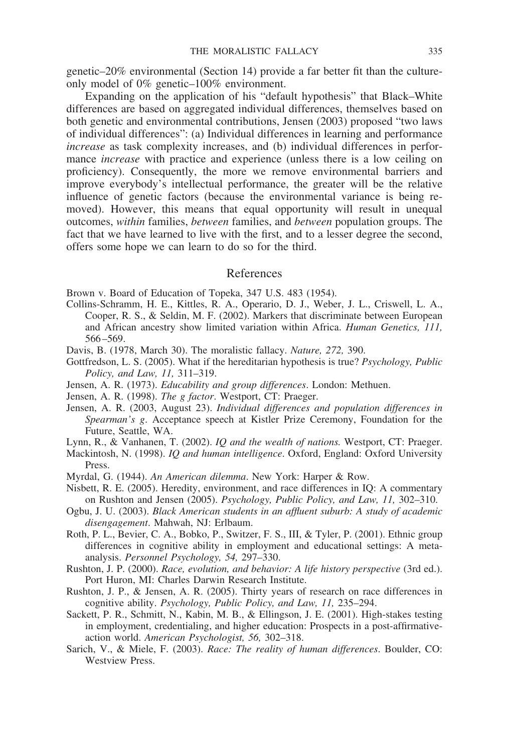genetic–20% environmental (Section 14) provide a far better fit than the culture-only model of 0% genetic–100% environment.

Expanding on the application of his "default hypothesis" that Black–White differences are based on aggregated individual differences, themselves based on both genetic and environmental contributions, Jensen (2003) proposed "two laws of individual differences": (a) Individual differences in learning and performance *increase* as task complexity increases, and (b) individual differences in performance *increase* with practice and experience (unless there is a low ceiling on proficiency). Consequently, the more we remove environmental barriers and improve everybody's intellectual performance, the greater will be the relative influence of genetic factors (because the environmental variance is being removed). However, this means that equal opportunity will result in unequal outcomes, *within* families, *between* families, and *between* population groups. The fact that we have learned to live with the first, and to a lesser degree the second, offers some hope we can learn to do so for the third.

## References

Brown v. Board of Education of Topeka, 347 U.S. 483 (1954).

Collins-Schramm, H. E., Kittles, R. A., Operario, D. J., Weber, J. L., Criswell, L. A., Cooper, R. S., & Seldin, M. F. (2002). Markers that discriminate between European and African ancestry show limited variation within Africa. *Human Genetics, 111,* 566–569.

Davis, B. (1978, March 30). The moralistic fallacy. *Nature, 272,* 390.

Gottfredson, L. S. (2005). What if the hereditarian hypothesis is true? *Psychology, Public Policy, and Law, 11,* 311–319.

Jensen, A. R. (1973). *Educability and group differences*. London: Methuen.

Jensen, A. R. (1998). *The g factor*. Westport, CT: Praeger.

Jensen, A. R. (2003, August 23). *Individual differences and population differences in Spearman's g*. Acceptance speech at Kistler Prize Ceremony, Foundation for the Future, Seattle, WA.

Lynn, R., & Vanhanen, T. (2002). *IQ and the wealth of nations.* Westport, CT: Praeger.

Mackintosh, N. (1998). *IQ and human intelligence*. Oxford, England: Oxford University Press.

Myrdal, G. (1944). *An American dilemma*. New York: Harper & Row.

Nisbett, R. E. (2005). Heredity, environment, and race differences in IQ: A commentary on Rushton and Jensen (2005). *Psychology, Public Policy, and Law, 11,* 302–310.

Ogbu, J. U. (2003). *Black American students in an affluent suburb: A study of academic disengagement*. Mahwah, NJ: Erlbaum.

Roth, P. L., Bevier, C. A., Bobko, P., Switzer, F. S., III, & Tyler, P. (2001). Ethnic group differences in cognitive ability in employment and educational settings: A meta-analysis. *Personnel Psychology, 54,* 297–330.

Rushton, J. P. (2000). *Race, evolution, and behavior: A life history perspective* (3rd ed.). Port Huron, MI: Charles Darwin Research Institute.

Rushton, J. P., & Jensen, A. R. (2005). Thirty years of research on race differences in cognitive ability. *Psychology, Public Policy, and Law, 11,* 235–294.

Sackett, P. R., Schmitt, N., Kabin, M. B., & Ellingson, J. E. (2001). High-stakes testing in employment, credentialing, and higher education: Prospects in a post-affirmative-action world. *American Psychologist, 56,* 302–318.

Sarich, V., & Miele, F. (2003). *Race: The reality of human differences*. Boulder, CO: Westview Press.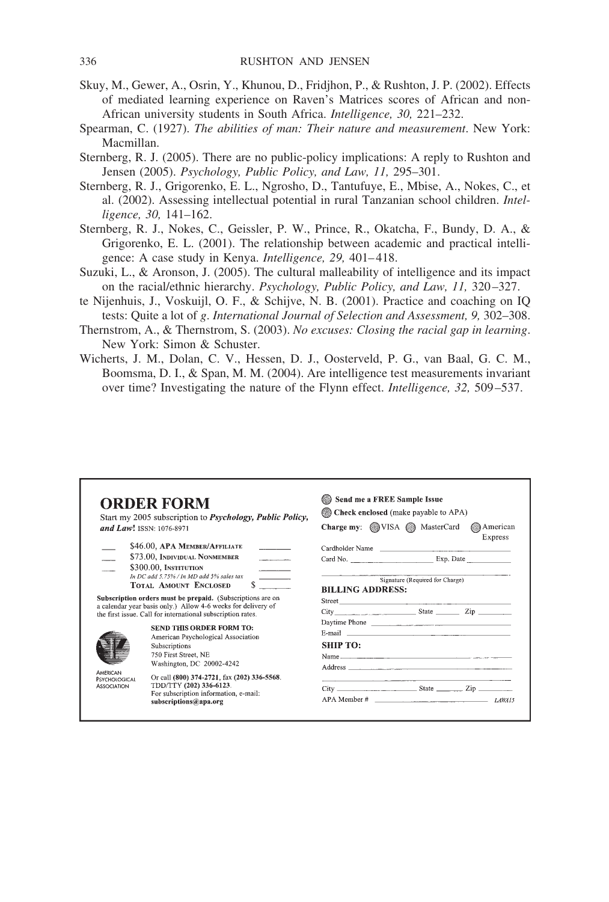Skuy, M., Gewer, A., Osrin, Y., Khunou, D., Fridjhon, P., & Rushton, J. P. (2002). Effects of mediated learning experience on Raven's Matrices scores of African and non-African university students in South Africa. *Intelligence, 30,* 221–232.

Spearman, C. (1927). *The abilities of man: Their nature and measurement*. New York: Macmillan.

Sternberg, R. J. (2005). There are no public-policy implications: A reply to Rushton and Jensen (2005). *Psychology, Public Policy, and Law, 11,* 295–301.

Sternberg, R. J., Grigorenko, E. L., Ngrosho, D., Tantufuye, E., Mbise, A., Nokes, C., et al. (2002). Assessing intellectual potential in rural Tanzanian school children. *Intelligence, 30,* 141–162.

Sternberg, R. J., Nokes, C., Geissler, P. W., Prince, R., Okatcha, F., Bundy, D. A., & Grigorenko, E. L. (2001). The relationship between academic and practical intelligence: A case study in Kenya. *Intelligence, 29,* 401–418.

Suzuki, L., & Aronson, J. (2005). The cultural malleability of intelligence and its impact on the racial/ethnic hierarchy. *Psychology, Public Policy, and Law, 11,* 320–327.

te Nijenhuis, J., Voskuijl, O. F., & Schijve, N. B. (2001). Practice and coaching on IQ tests: Quite a lot of *g*. *International Journal of Selection and Assessment, 9,* 302–308.

Thernstrom, A., & Thernstrom, S. (2003). *No excuses: Closing the racial gap in learning*. New York: Simon & Schuster.

Wicherts, J. M., Dolan, C. V., Hessen, D. J., Oosterveld, P. G., van Baal, G. C. M., Boomsma, D. I., & Span, M. M. (2004). Are intelligence test measurements invariant over time? Investigating the nature of the Flynn effect. *Intelligence, 32,* 509–537.

## ORDER FORM

Start my 2005 subscription to ***Psychology, Public Policy, and Law!*** ISSN: 1076-8971

___ $46.00, **APA MEMBER/AFFILIATE** _______

___ $73.00, **INDIVIDUAL NONMEMBER** _______

___ $300.00, **INSTITUTION** _______

*In DC add 5.75% / In MD add 5% sales tax* _______

**TOTAL AMOUNT ENCLOSED** $ _______

**Subscription orders must be prepaid.** (Subscriptions are on a calendar year basis only.) Allow 4-6 weeks for delivery of the first issue. Call for international subscription rates.

**SEND THIS ORDER FORM TO:**
American Psychological Association
Subscriptions
750 First Street, NE
Washington, DC 20002-4242

AMERICAN PSYCHOLOGICAL ASSOCIATION

Or call **(800) 374-2721**, fax **(202) 336-5568**.
TDD/TTY **(202) 336-6123**.
For subscription information, e-mail:
**subscriptions@apa.org**

**Send me a FREE Sample Issue**

**Check enclosed** (make payable to APA)

**Charge my:** VISA MasterCard American Express

Cardholder Name ______________________

Card No. ______________________ Exp. Date ___________

______________________
Signature (Required for Charge)

**BILLING ADDRESS:**

Street ______________________

City ___________ State _______ Zip _________

Daytime Phone ______________________

E-mail ______________________

**SHIP TO:**

Name ______________________

Address ______________________

City ___________ State _______ Zip _________

APA Member # ______________________ *LAWA15*